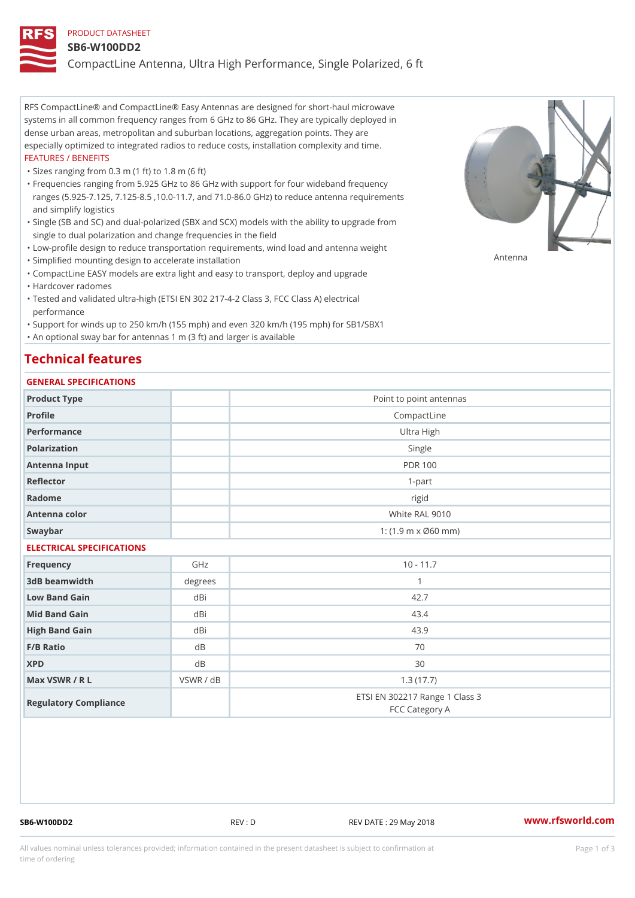PRODUCT DATASHEET

# SB6-W100DD2

## CompactLine Antenna, Ultra High Performance, Single Polarized, 6 ft

RFS CompactLine® and CompactLine® Easy Antennas are designed for short-haul microwave systems in all common frequency ranges from 6 GHz to 86 GHz. They are typically deployed in dense urban areas, metropolitan and suburban locations, aggregation points. They are especially optimized to integrated radios to reduce costs, installation complexity and time.

FEATURES / BENEFITS

- Sizes ranging from 0.3 m (1 ft) to 1.8 m (6 ft)
- Frequencies ranging from 5.925 GHz to 86 GHz with support for four wideband frequency ranges (5.925-7.125, 7.125-8.5 ,10.0-11.7, and 71.0-86.0 GHz) to reduce antenna requirements and simplify logistics
- Single (SB and SC) and dual-polarized (SBX and SCX) models with the ability to upgrade from single to dual polarization and change frequencies in the field
- Low-profile design to reduce transportation requirements, wind load and antenna weight
- Simplified mounting design to accelerate installation
- CompactLine EASY models are extra light and easy to transport, deploy and upgrade
- Hardcover radomes
- Tested and validated ultra-high (ETSI EN 302 217-4-2 Class 3, FCC Class A) electrical performance
- Support for winds up to 250 km/h (155 mph) and even 320 km/h (195 mph) for SB1/SBX1
- An optional sway bar for antennas 1 m (3 ft) and larger is available

Antenna

## Technical features

### GENERAL SPECIFICATIONS

| | | |
|---|---|---|
| Product Type | | Point to point antennas |
| Profile | | CompactLine |
| Performance | | Ultra High |
| Polarization | | Single |
| Antenna Input | | PDR 100 |
| Reflector | | 1-part |
| Radome | | rigid |
| Antenna color | | White RAL 9010 |
| Swaybar | | 1: (1.9 m x Ø60 mm) |

### ELECTRICAL SPECIFICATIONS

| | | |
|---|---|---|
| Frequency | GHz | 10 - 11.7 |
| 3dB beamwidth | degrees | 1 |
| Low Band Gain | dBi | 42.7 |
| Mid Band Gain | dBi | 43.4 |
| High Band Gain | dBi | 43.9 |
| F/B Ratio | dB | 70 |
| XPD | dB | 30 |
| Max VSWR / R L | VSWR / dB | 1.3 (17.7) |
| Regulatory Compliance | | ETSI EN 302217 Range 1 Class 3<br>FCC Category A |

SB6-W100DD2 REV : D REV DATE : 29 May 2018 www.rfsworld.com

All values nominal unless tolerances provided; information contained in the present datasheet is subject to confirmation at time of ordering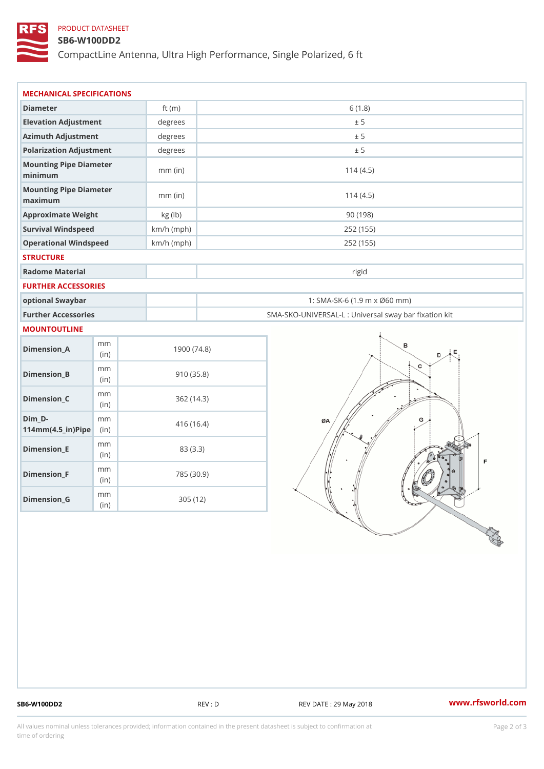PRODUCT DATASHEET

# SB6-W100DD2

CompactLine Antenna, Ultra High Performance, Single Polarized, 6 ft

## MECHANICAL SPECIFICATIONS

| | | |
|---|---|---|
| Diameter | ft (m) | 6 (1.8) |
| Elevation Adjustment | degrees | ± 5 |
| Azimuth Adjustment | degrees | ± 5 |
| Polarization Adjustment | degrees | ± 5 |
| Mounting Pipe Diameter minimum | mm (in) | 114 (4.5) |
| Mounting Pipe Diameter maximum | mm (in) | 114 (4.5) |
| Approximate Weight | kg (lb) | 90 (198) |
| Survival Windspeed | km/h (mph) | 252 (155) |
| Operational Windspeed | km/h (mph) | 252 (155) |

## STRUCTURE

| | | |
|---|---|---|
| Radome Material | | rigid |

## FURTHER ACCESSORIES

| | | |
|---|---|---|
| optional Swaybar | | 1: SMA-SK-6 (1.9 m x Ø60 mm) |
| Further Accessories | | SMA-SKO-UNIVERSAL-L : Universal sway bar fixation kit |

## MOUNTOUTLINE

| | | |
|---|---|---|
| Dimension_A | mm (in) | 1900 (74.8) |
| Dimension_B | mm (in) | 910 (35.8) |
| Dimension_C | mm (in) | 362 (14.3) |
| Dim_D-114mm(4.5_in)Pipe | mm (in) | 416 (16.4) |
| Dimension_E | mm (in) | 83 (3.3) |
| Dimension_F | mm (in) | 785 (30.9) |
| Dimension_G | mm (in) | 305 (12) |

SB6-W100DD2 REV : D REV DATE : 29 May 2018 www.rfsworld.com

All values nominal unless tolerances provided; information contained in the present datasheet is subject to confirmation at time of ordering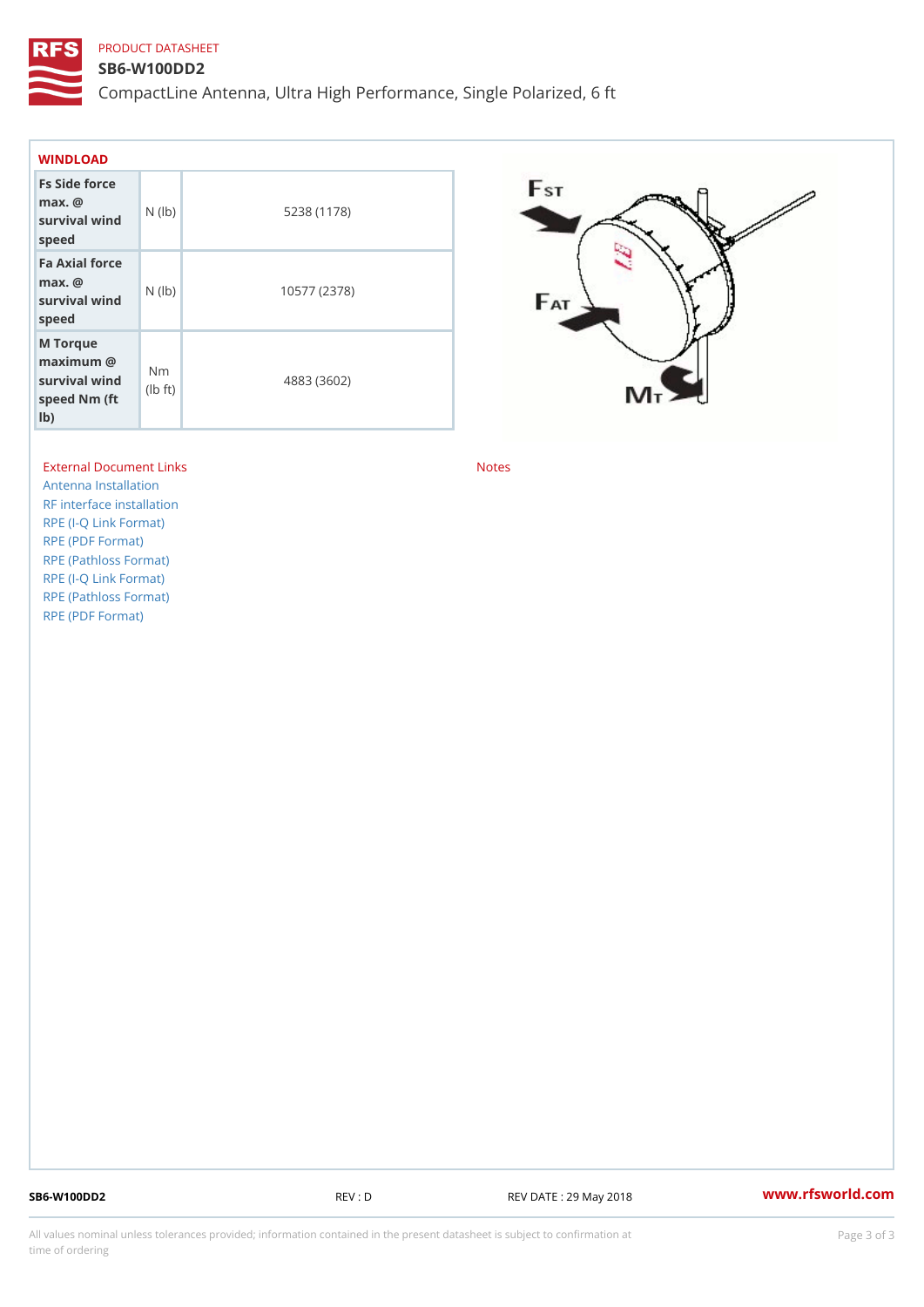PRODUCT DATASHEET

# SB6-W100DD2

CompactLine Antenna, Ultra High Performance, Single Polarized, 6 ft

## WINDLOAD

| | | |
|---|---|---|
| Fs Side force max. @ survival wind speed | N (lb) | 5238 (1178) |
| Fa Axial force max. @ survival wind speed | N (lb) | 10577 (2378) |
| M Torque maximum @ survival wind speed Nm (ft lb) | Nm (lb ft) | 4883 (3602) |

FST

FAT

MT

### External Document Links

- Antenna Installation
- RF interface installation
- RPE (I-Q Link Format)
- RPE (PDF Format)
- RPE (Pathloss Format)
- RPE (I-Q Link Format)
- RPE (Pathloss Format)
- RPE (PDF Format)

### Notes

SB6-W100DD2 REV : D REV DATE : 29 May 2018 www.rfsworld.com

All values nominal unless tolerances provided; information contained in the present datasheet is subject to confirmation at time of ordering